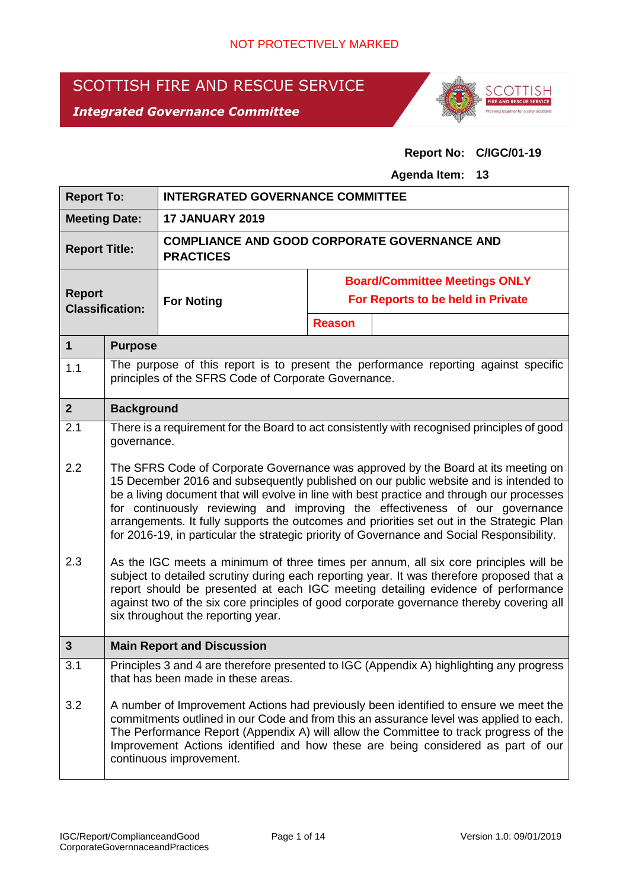NOT PROTECTIVELY MARKED

# SCOTTISH FIRE AND RESCUE SERVICE

***Integrated Governance Committee***

**Report No: C/IGC/01-19**

**Agenda Item: 13**

| **Report To:** | **INTERGRATED GOVERNANCE COMMITTEE** | | |
|---|---|---|---|
| **Meeting Date:** | **17 JANUARY 2019** | | |
| **Report Title:** | **COMPLIANCE AND GOOD CORPORATE GOVERNANCE AND PRACTICES** | | |
| **Report Classification:** | **For Noting** | **Board/Committee Meetings ONLY For Reports to be held in Private** | |
| | | **Reason** | |

| | |
|---|---|
| **1** | **Purpose** |
| 1.1 | The purpose of this report is to present the performance reporting against specific principles of the SFRS Code of Corporate Governance. |
| **2** | **Background** |
| 2.1 | There is a requirement for the Board to act consistently with recognised principles of good governance. |
| 2.2 | The SFRS Code of Corporate Governance was approved by the Board at its meeting on 15 December 2016 and subsequently published on our public website and is intended to be a living document that will evolve in line with best practice and through our processes for continuously reviewing and improving the effectiveness of our governance arrangements. It fully supports the outcomes and priorities set out in the Strategic Plan for 2016-19, in particular the strategic priority of Governance and Social Responsibility. |
| 2.3 | As the IGC meets a minimum of three times per annum, all six core principles will be subject to detailed scrutiny during each reporting year. It was therefore proposed that a report should be presented at each IGC meeting detailing evidence of performance against two of the six core principles of good corporate governance thereby covering all six throughout the reporting year. |
| **3** | **Main Report and Discussion** |
| 3.1 | Principles 3 and 4 are therefore presented to IGC (Appendix A) highlighting any progress that has been made in these areas. |
| 3.2 | A number of Improvement Actions had previously been identified to ensure we meet the commitments outlined in our Code and from this an assurance level was applied to each. The Performance Report (Appendix A) will allow the Committee to track progress of the Improvement Actions identified and how these are being considered as part of our continuous improvement. |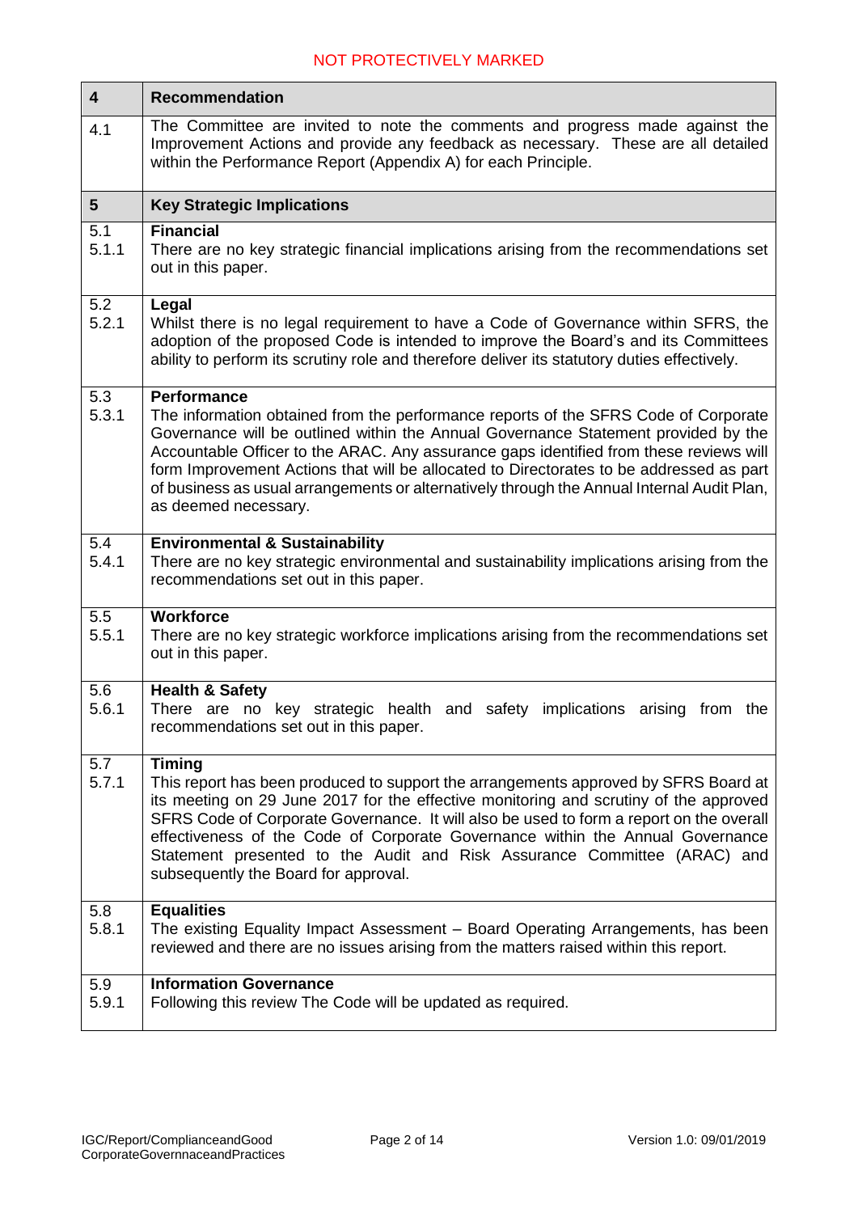| 4 | **Recommendation** |
|---|---|
| 4.1 | The Committee are invited to note the comments and progress made against the Improvement Actions and provide any feedback as necessary. These are all detailed within the Performance Report (Appendix A) for each Principle. |
| **5** | **Key Strategic Implications** |
| 5.1<br>5.1.1 | **Financial**<br>There are no key strategic financial implications arising from the recommendations set out in this paper. |
| 5.2<br>5.2.1 | **Legal**<br>Whilst there is no legal requirement to have a Code of Governance within SFRS, the adoption of the proposed Code is intended to improve the Board's and its Committees ability to perform its scrutiny role and therefore deliver its statutory duties effectively. |
| 5.3<br>5.3.1 | **Performance**<br>The information obtained from the performance reports of the SFRS Code of Corporate Governance will be outlined within the Annual Governance Statement provided by the Accountable Officer to the ARAC. Any assurance gaps identified from these reviews will form Improvement Actions that will be allocated to Directorates to be addressed as part of business as usual arrangements or alternatively through the Annual Internal Audit Plan, as deemed necessary. |
| 5.4<br>5.4.1 | **Environmental & Sustainability**<br>There are no key strategic environmental and sustainability implications arising from the recommendations set out in this paper. |
| 5.5<br>5.5.1 | **Workforce**<br>There are no key strategic workforce implications arising from the recommendations set out in this paper. |
| 5.6<br>5.6.1 | **Health & Safety**<br>There are no key strategic health and safety implications arising from the recommendations set out in this paper. |
| 5.7<br>5.7.1 | **Timing**<br>This report has been produced to support the arrangements approved by SFRS Board at its meeting on 29 June 2017 for the effective monitoring and scrutiny of the approved SFRS Code of Corporate Governance. It will also be used to form a report on the overall effectiveness of the Code of Corporate Governance within the Annual Governance Statement presented to the Audit and Risk Assurance Committee (ARAC) and subsequently the Board for approval. |
| 5.8<br>5.8.1 | **Equalities**<br>The existing Equality Impact Assessment – Board Operating Arrangements, has been reviewed and there are no issues arising from the matters raised within this report. |
| 5.9<br>5.9.1 | **Information Governance**<br>Following this review The Code will be updated as required. |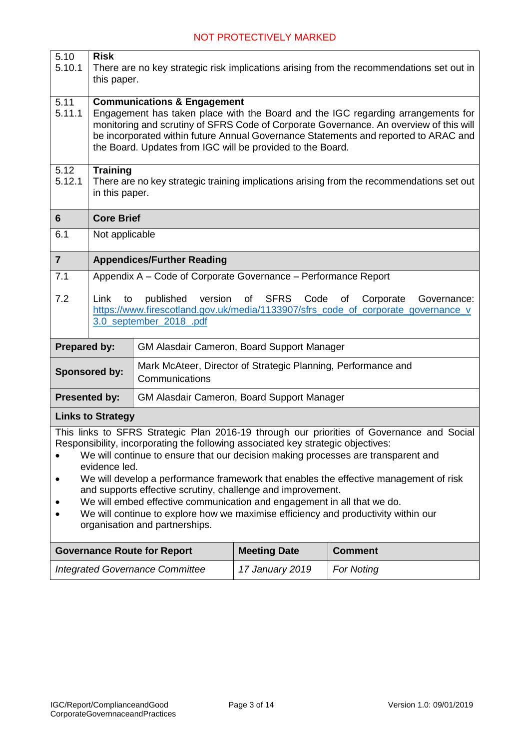NOT PROTECTIVELY MARKED

| | |
|---|---|
| 5.10<br>5.10.1 | **Risk**<br>There are no key strategic risk implications arising from the recommendations set out in this paper. |
| 5.11<br>5.11.1 | **Communications & Engagement**<br>Engagement has taken place with the Board and the IGC regarding arrangements for monitoring and scrutiny of SFRS Code of Corporate Governance. An overview of this will be incorporated within future Annual Governance Statements and reported to ARAC and the Board. Updates from IGC will be provided to the Board. |
| 5.12<br>5.12.1 | **Training**<br>There are no key strategic training implications arising from the recommendations set out in this paper. |
| **6** | **Core Brief** |
| 6.1 | Not applicable |
| **7** | **Appendices/Further Reading** |
| 7.1 | Appendix A – Code of Corporate Governance – Performance Report |
| 7.2 | Link to published version of SFRS Code of Corporate Governance: https://www.firescotland.gov.uk/media/1133907/sfrs_code_of_corporate_governance_v3.0_september_2018_.pdf |

| | |
|---|---|
| **Prepared by:** | GM Alasdair Cameron, Board Support Manager |
| **Sponsored by:** | Mark McAteer, Director of Strategic Planning, Performance and Communications |
| **Presented by:** | GM Alasdair Cameron, Board Support Manager |

**Links to Strategy**

This links to SFRS Strategic Plan 2016-19 through our priorities of Governance and Social Responsibility, incorporating the following associated key strategic objectives:

- We will continue to ensure that our decision making processes are transparent and evidence led.
- We will develop a performance framework that enables the effective management of risk and supports effective scrutiny, challenge and improvement.
- We will embed effective communication and engagement in all that we do.
- We will continue to explore how we maximise efficiency and productivity within our organisation and partnerships.

| Governance Route for Report | Meeting Date | Comment |
|---|---|---|
| *Integrated Governance Committee* | *17 January 2019* | *For Noting* |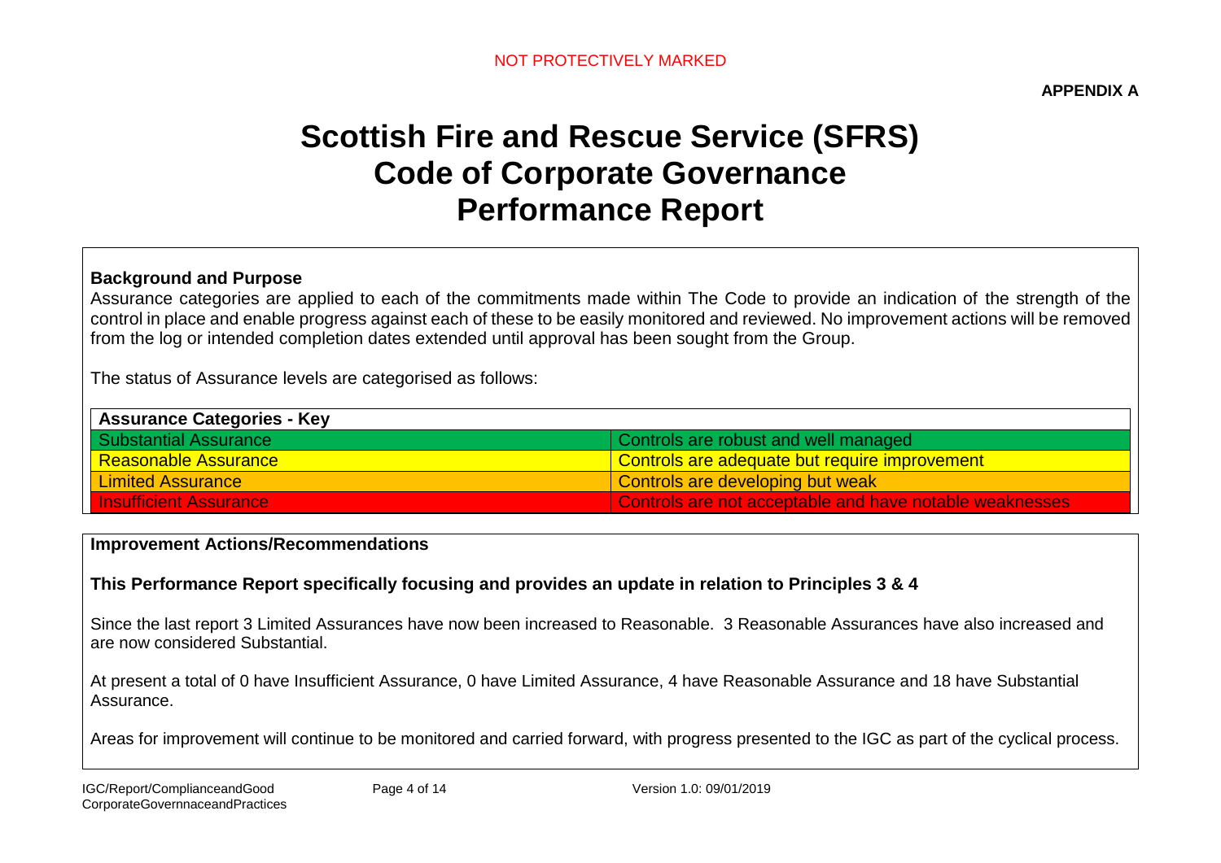NOT PROTECTIVELY MARKED

**APPENDIX A**

# Scottish Fire and Rescue Service (SFRS)
# Code of Corporate Governance
# Performance Report

**Background and Purpose**

Assurance categories are applied to each of the commitments made within The Code to provide an indication of the strength of the control in place and enable progress against each of these to be easily monitored and reviewed. No improvement actions will be removed from the log or intended completion dates extended until approval has been sought from the Group.

The status of Assurance levels are categorised as follows:

| Assurance Categories - Key | |
|---|---|
| Substantial Assurance | Controls are robust and well managed |
| Reasonable Assurance | Controls are adequate but require improvement |
| Limited Assurance | Controls are developing but weak |
| Insufficient Assurance | Controls are not acceptable and have notable weaknesses |

**Improvement Actions/Recommendations**

**This Performance Report specifically focusing and provides an update in relation to Principles 3 & 4**

Since the last report 3 Limited Assurances have now been increased to Reasonable. 3 Reasonable Assurances have also increased and are now considered Substantial.

At present a total of 0 have Insufficient Assurance, 0 have Limited Assurance, 4 have Reasonable Assurance and 18 have Substantial Assurance.

Areas for improvement will continue to be monitored and carried forward, with progress presented to the IGC as part of the cyclical process.

IGC/Report/ComplianceandGood CorporateGovernnaceandPractices

Version 1.0: 09/01/2019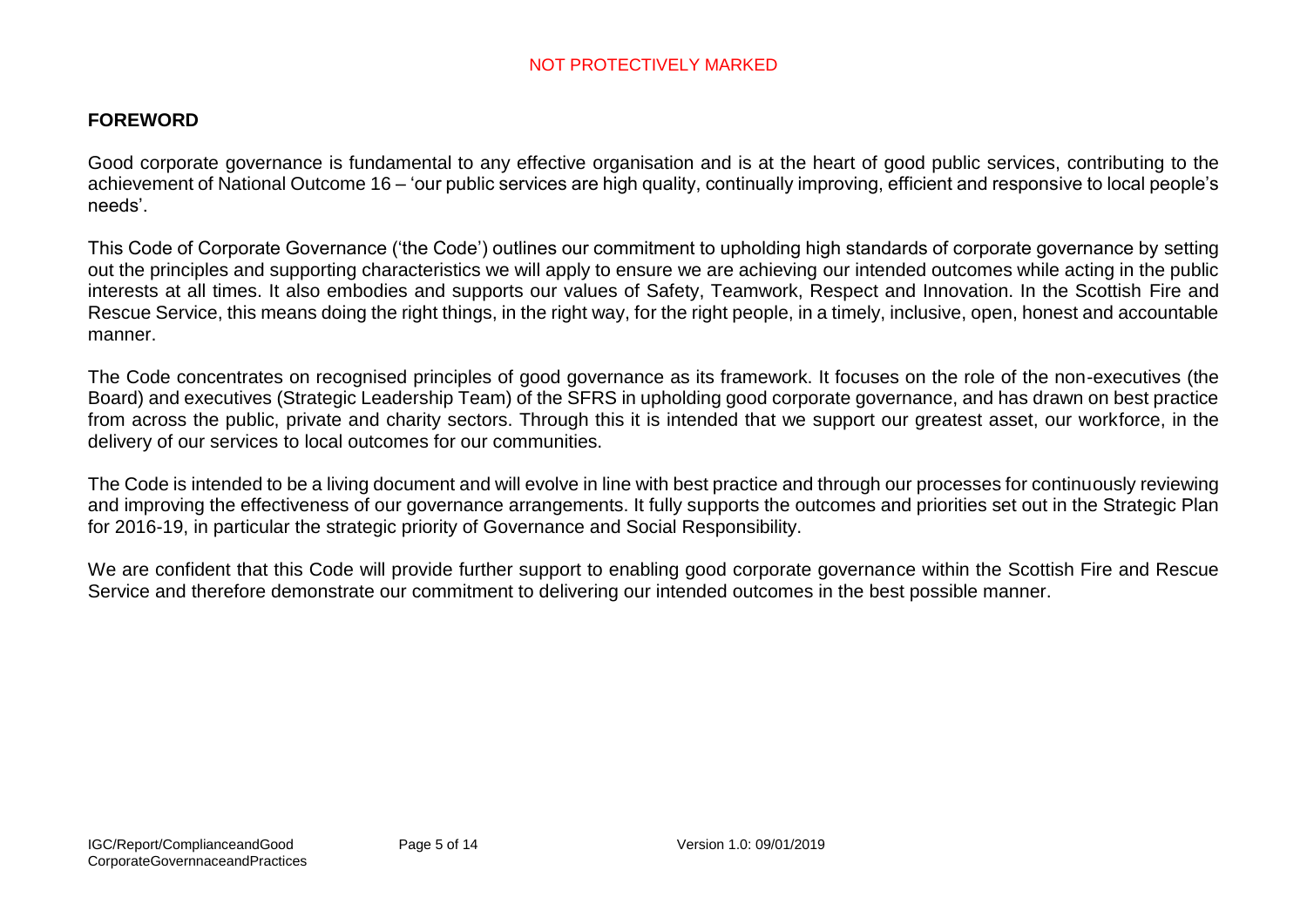## FOREWORD

Good corporate governance is fundamental to any effective organisation and is at the heart of good public services, contributing to the achievement of National Outcome 16 – 'our public services are high quality, continually improving, efficient and responsive to local people's needs'.

This Code of Corporate Governance ('the Code') outlines our commitment to upholding high standards of corporate governance by setting out the principles and supporting characteristics we will apply to ensure we are achieving our intended outcomes while acting in the public interests at all times. It also embodies and supports our values of Safety, Teamwork, Respect and Innovation. In the Scottish Fire and Rescue Service, this means doing the right things, in the right way, for the right people, in a timely, inclusive, open, honest and accountable manner.

The Code concentrates on recognised principles of good governance as its framework. It focuses on the role of the non-executives (the Board) and executives (Strategic Leadership Team) of the SFRS in upholding good corporate governance, and has drawn on best practice from across the public, private and charity sectors. Through this it is intended that we support our greatest asset, our workforce, in the delivery of our services to local outcomes for our communities.

The Code is intended to be a living document and will evolve in line with best practice and through our processes for continuously reviewing and improving the effectiveness of our governance arrangements. It fully supports the outcomes and priorities set out in the Strategic Plan for 2016-19, in particular the strategic priority of Governance and Social Responsibility.

We are confident that this Code will provide further support to enabling good corporate governance within the Scottish Fire and Rescue Service and therefore demonstrate our commitment to delivering our intended outcomes in the best possible manner.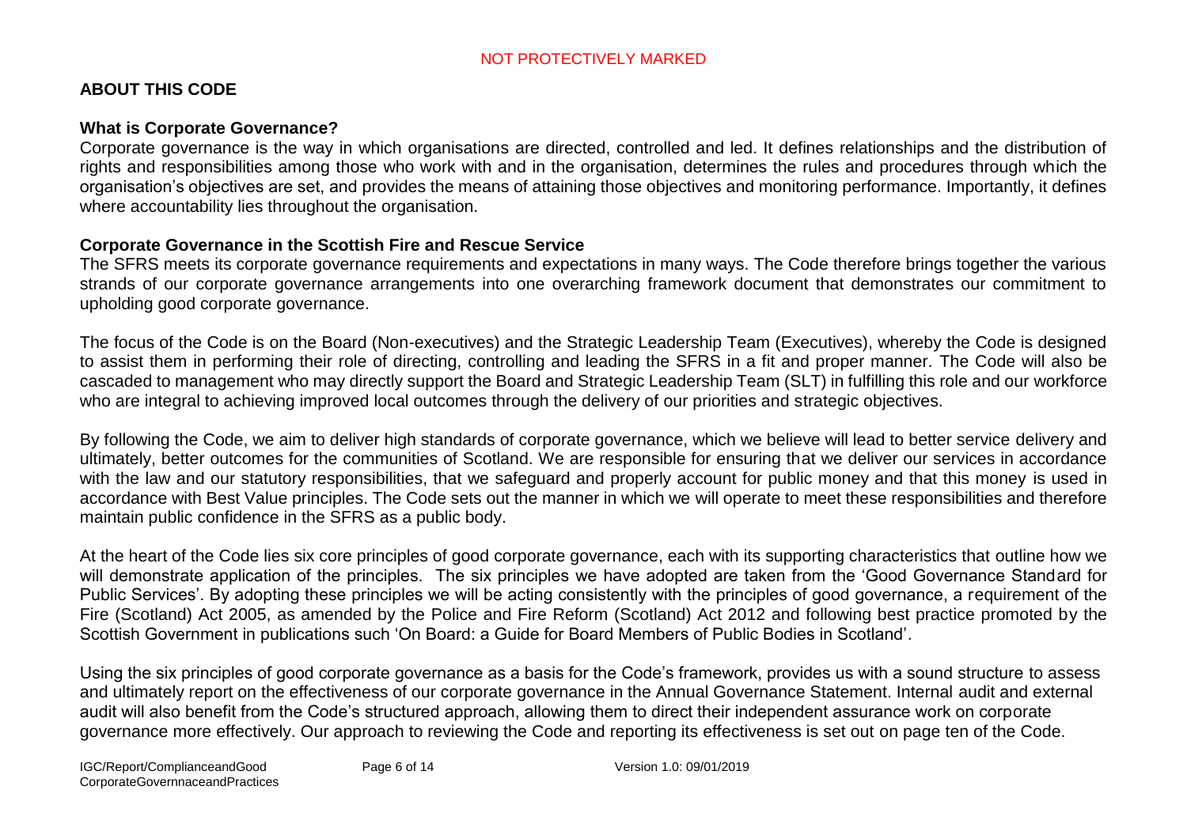## ABOUT THIS CODE

### What is Corporate Governance?

Corporate governance is the way in which organisations are directed, controlled and led. It defines relationships and the distribution of rights and responsibilities among those who work with and in the organisation, determines the rules and procedures through which the organisation's objectives are set, and provides the means of attaining those objectives and monitoring performance. Importantly, it defines where accountability lies throughout the organisation.

### Corporate Governance in the Scottish Fire and Rescue Service

The SFRS meets its corporate governance requirements and expectations in many ways. The Code therefore brings together the various strands of our corporate governance arrangements into one overarching framework document that demonstrates our commitment to upholding good corporate governance.

The focus of the Code is on the Board (Non-executives) and the Strategic Leadership Team (Executives), whereby the Code is designed to assist them in performing their role of directing, controlling and leading the SFRS in a fit and proper manner. The Code will also be cascaded to management who may directly support the Board and Strategic Leadership Team (SLT) in fulfilling this role and our workforce who are integral to achieving improved local outcomes through the delivery of our priorities and strategic objectives.

By following the Code, we aim to deliver high standards of corporate governance, which we believe will lead to better service delivery and ultimately, better outcomes for the communities of Scotland. We are responsible for ensuring that we deliver our services in accordance with the law and our statutory responsibilities, that we safeguard and properly account for public money and that this money is used in accordance with Best Value principles. The Code sets out the manner in which we will operate to meet these responsibilities and therefore maintain public confidence in the SFRS as a public body.

At the heart of the Code lies six core principles of good corporate governance, each with its supporting characteristics that outline how we will demonstrate application of the principles. The six principles we have adopted are taken from the 'Good Governance Standard for Public Services'. By adopting these principles we will be acting consistently with the principles of good governance, a requirement of the Fire (Scotland) Act 2005, as amended by the Police and Fire Reform (Scotland) Act 2012 and following best practice promoted by the Scottish Government in publications such 'On Board: a Guide for Board Members of Public Bodies in Scotland'.

Using the six principles of good corporate governance as a basis for the Code's framework, provides us with a sound structure to assess and ultimately report on the effectiveness of our corporate governance in the Annual Governance Statement. Internal audit and external audit will also benefit from the Code's structured approach, allowing them to direct their independent assurance work on corporate governance more effectively. Our approach to reviewing the Code and reporting its effectiveness is set out on page ten of the Code.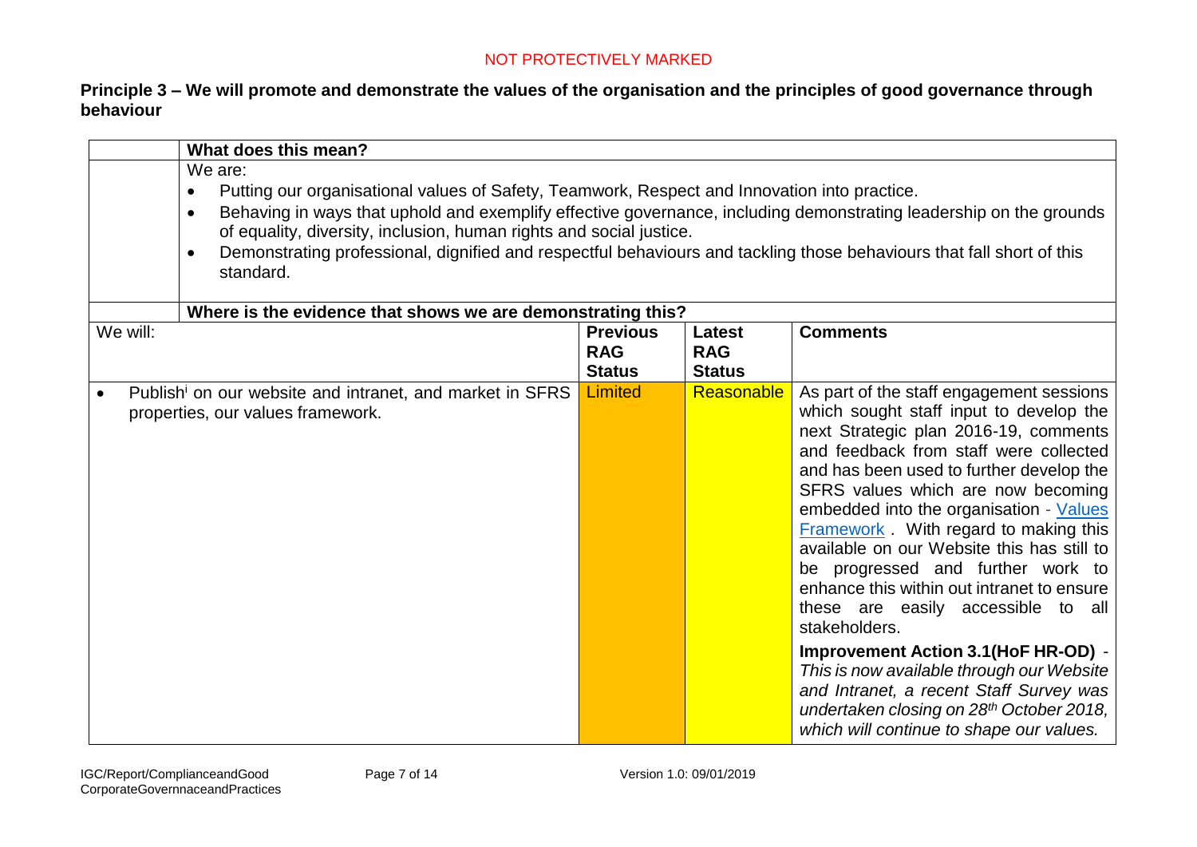NOT PROTECTIVELY MARKED

## Principle 3 – We will promote and demonstrate the values of the organisation and the principles of good governance through behaviour

| | **What does this mean?** |
|---|---|
| | We are:<br>• Putting our organisational values of Safety, Teamwork, Respect and Innovation into practice.<br>• Behaving in ways that uphold and exemplify effective governance, including demonstrating leadership on the grounds of equality, diversity, inclusion, human rights and social justice.<br>• Demonstrating professional, dignified and respectful behaviours and tackling those behaviours that fall short of this standard. |
| | **Where is the evidence that shows we are demonstrating this?** |

| We will: | Previous RAG Status | Latest RAG Status | Comments |
|---|---|---|---|
| • Publish[i] on our website and intranet, and market in SFRS properties, our values framework. | Limited | Reasonable | As part of the staff engagement sessions which sought staff input to develop the next Strategic plan 2016-19, comments and feedback from staff were collected and has been used to further develop the SFRS values which are now becoming embedded into the organisation - [Values Framework](). With regard to making this available on our Website this has still to be progressed and further work to enhance this within out intranet to ensure these are easily accessible to all stakeholders.<br><br>**Improvement Action 3.1(HoF HR-OD)** - *This is now available through our Website and Intranet, a recent Staff Survey was undertaken closing on 28th October 2018, which will continue to shape our values.* |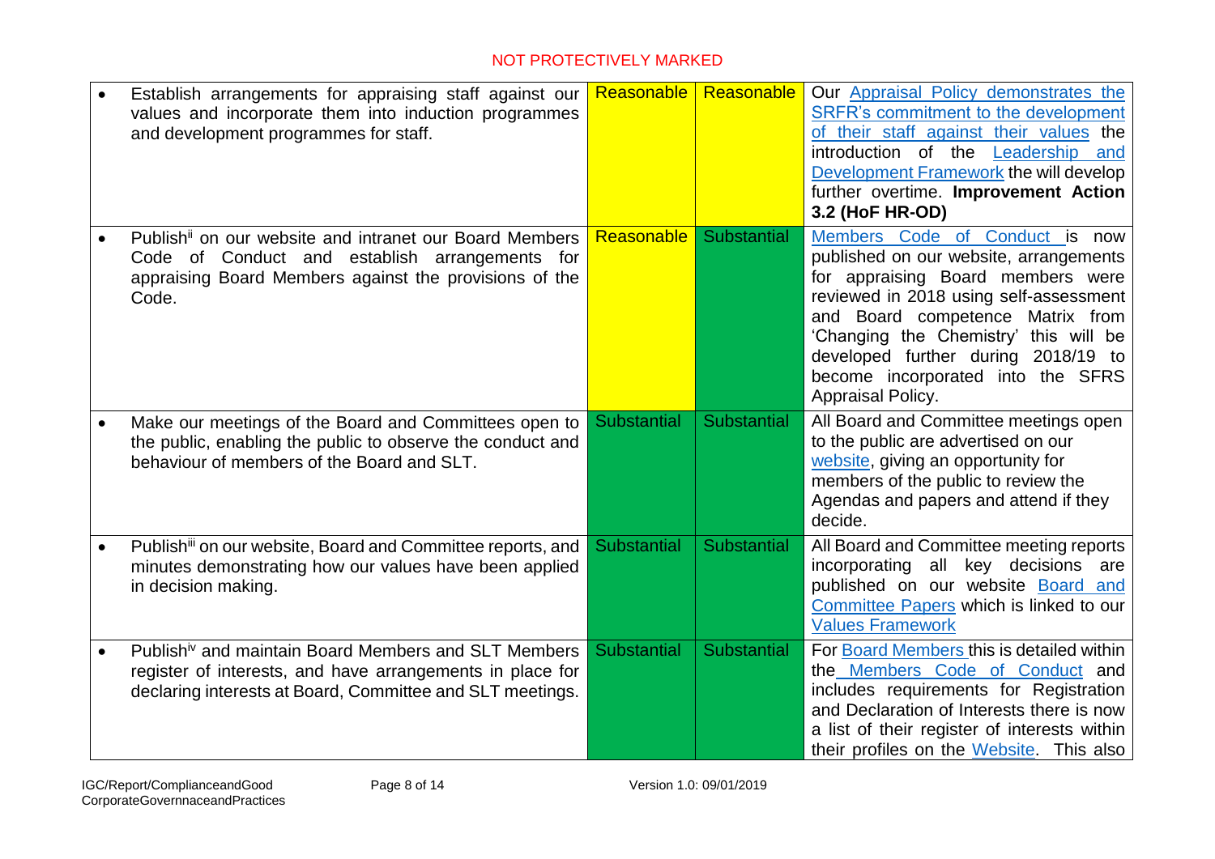| | | | |
|---|---|---|---|
| • Establish arrangements for appraising staff against our values and incorporate them into induction programmes and development programmes for staff. | Reasonable | Reasonable | Our Appraisal Policy demonstrates the SRFR's commitment to the development of their staff against their values the introduction of the Leadership and Development Framework the will develop further overtime. **Improvement Action 3.2 (HoF HR-OD)** |
| • Publish[ii] on our website and intranet our Board Members Code of Conduct and establish arrangements for appraising Board Members against the provisions of the Code. | Reasonable | Substantial | Members Code of Conduct is now published on our website, arrangements for appraising Board members were reviewed in 2018 using self-assessment and Board competence Matrix from 'Changing the Chemistry' this will be developed further during 2018/19 to become incorporated into the SFRS Appraisal Policy. |
| • Make our meetings of the Board and Committees open to the public, enabling the public to observe the conduct and behaviour of members of the Board and SLT. | Substantial | Substantial | All Board and Committee meetings open to the public are advertised on our website, giving an opportunity for members of the public to review the Agendas and papers and attend if they decide. |
| • Publish[iii] on our website, Board and Committee reports, and minutes demonstrating how our values have been applied in decision making. | Substantial | Substantial | All Board and Committee meeting reports incorporating all key decisions are published on our website Board and Committee Papers which is linked to our Values Framework |
| • Publish[iv] and maintain Board Members and SLT Members register of interests, and have arrangements in place for declaring interests at Board, Committee and SLT meetings. | Substantial | Substantial | For Board Members this is detailed within the Members Code of Conduct and includes requirements for Registration and Declaration of Interests there is now a list of their register of interests within their profiles on the Website. This also |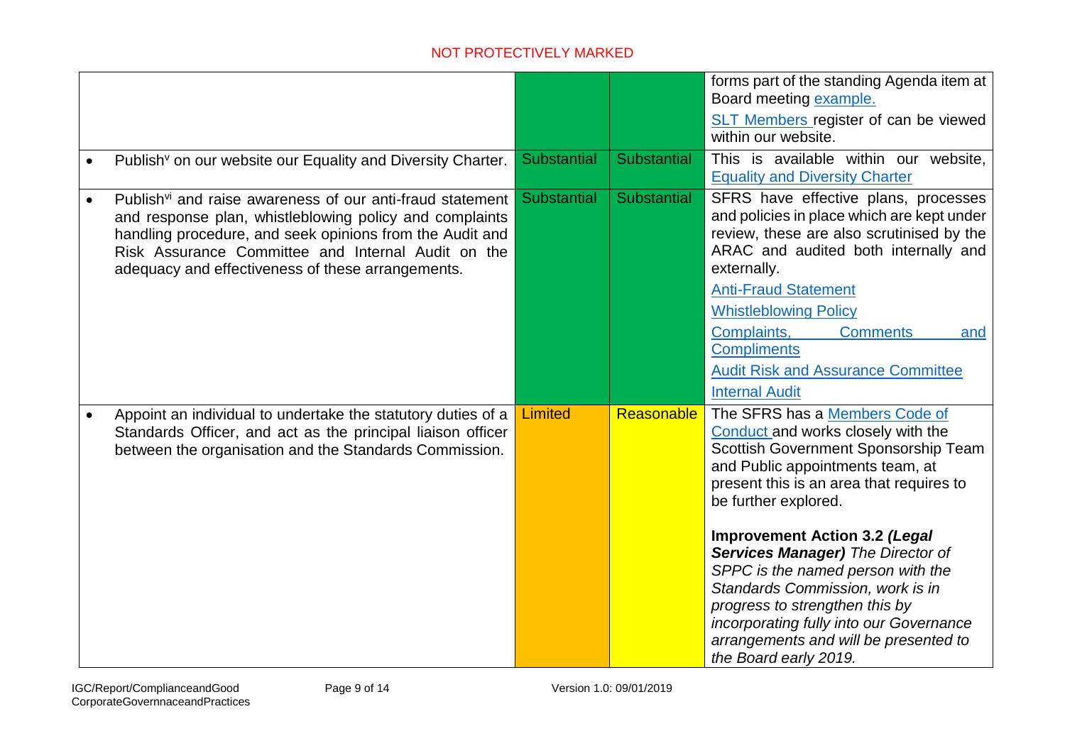| | | | |
|---|---|---|---|
| | | | forms part of the standing Agenda item at Board meeting example.<br>SLT Members register of can be viewed within our website. |
| • Publish[v] on our website our Equality and Diversity Charter. | Substantial | Substantial | This is available within our website, Equality and Diversity Charter |
| • Publish[vi] and raise awareness of our anti-fraud statement and response plan, whistleblowing policy and complaints handling procedure, and seek opinions from the Audit and Risk Assurance Committee and Internal Audit on the adequacy and effectiveness of these arrangements. | Substantial | Substantial | SFRS have effective plans, processes and policies in place which are kept under review, these are also scrutinised by the ARAC and audited both internally and externally.<br>Anti-Fraud Statement<br>Whistleblowing Policy<br>Complaints, Comments and Compliments<br>Audit Risk and Assurance Committee<br>Internal Audit |
| • Appoint an individual to undertake the statutory duties of a Standards Officer, and act as the principal liaison officer between the organisation and the Standards Commission. | Limited | Reasonable | The SFRS has a Members Code of Conduct and works closely with the Scottish Government Sponsorship Team and Public appointments team, at present this is an area that requires to be further explored.<br><br>**Improvement Action 3.2 *(Legal Services Manager)*** *The Director of SPPC is the named person with the Standards Commission, work is in progress to strengthen this by incorporating fully into our Governance arrangements and will be presented to the Board early 2019.* |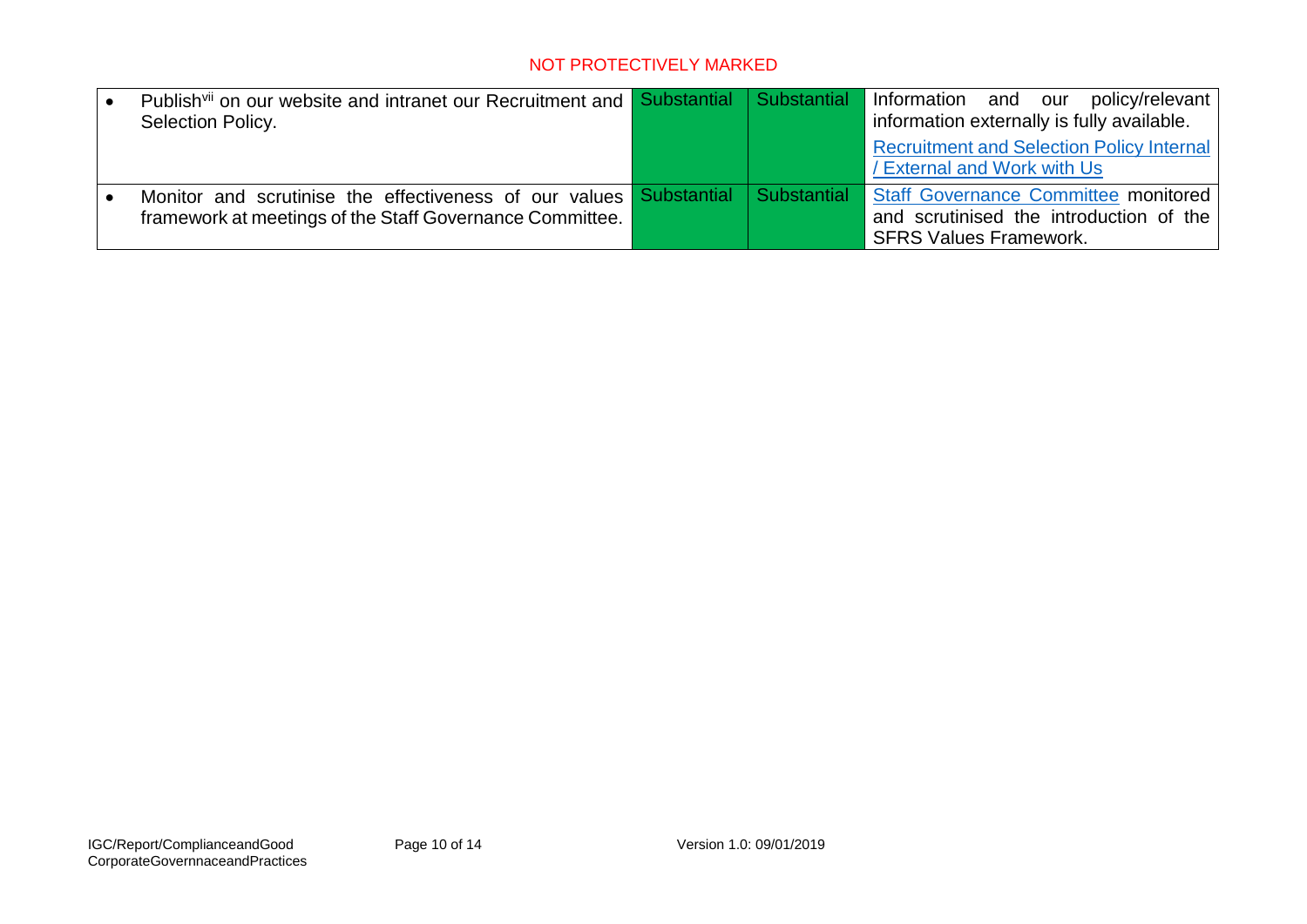| | | | |
|---|---|---|---|
| • Publish[vii] on our website and intranet our Recruitment and Selection Policy. | Substantial | Substantial | Information and our policy/relevant information externally is fully available. Recruitment and Selection Policy Internal / External and Work with Us |
| • Monitor and scrutinise the effectiveness of our values framework at meetings of the Staff Governance Committee. | Substantial | Substantial | Staff Governance Committee monitored and scrutinised the introduction of the SFRS Values Framework. |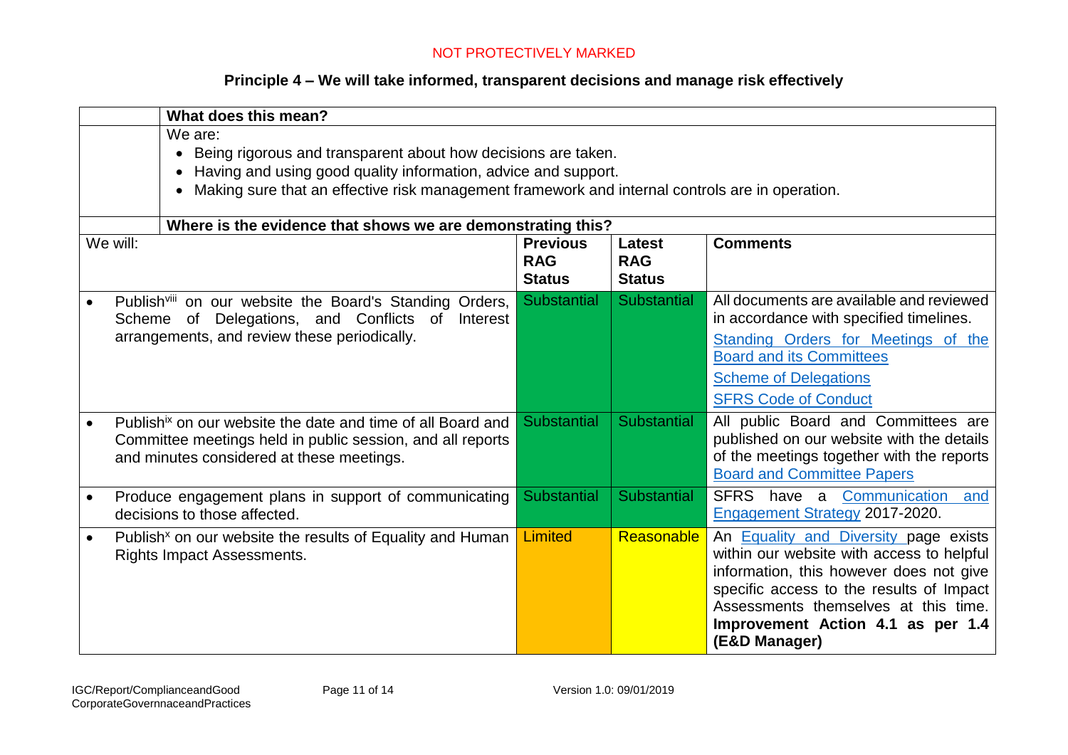NOT PROTECTIVELY MARKED

## Principle 4 – We will take informed, transparent decisions and manage risk effectively

**What does this mean?**

We are:

- Being rigorous and transparent about how decisions are taken.
- Having and using good quality information, advice and support.
- Making sure that an effective risk management framework and internal controls are in operation.

**Where is the evidence that shows we are demonstrating this?**

| We will: | Previous RAG Status | Latest RAG Status | Comments |
|---|---|---|---|
| • Publish[viii] on our website the Board's Standing Orders, Scheme of Delegations, and Conflicts of Interest arrangements, and review these periodically. | Substantial | Substantial | All documents are available and reviewed in accordance with specified timelines. Standing Orders for Meetings of the Board and its Committees Scheme of Delegations SFRS Code of Conduct |
| • Publish[ix] on our website the date and time of all Board and Committee meetings held in public session, and all reports and minutes considered at these meetings. | Substantial | Substantial | All public Board and Committees are published on our website with the details of the meetings together with the reports Board and Committee Papers |
| • Produce engagement plans in support of communicating decisions to those affected. | Substantial | Substantial | SFRS have a Communication and Engagement Strategy 2017-2020. |
| • Publish[x] on our website the results of Equality and Human Rights Impact Assessments. | Limited | Reasonable | An Equality and Diversity page exists within our website with access to helpful information, this however does not give specific access to the results of Impact Assessments themselves at this time. **Improvement Action 4.1 as per 1.4 (E&D Manager)** |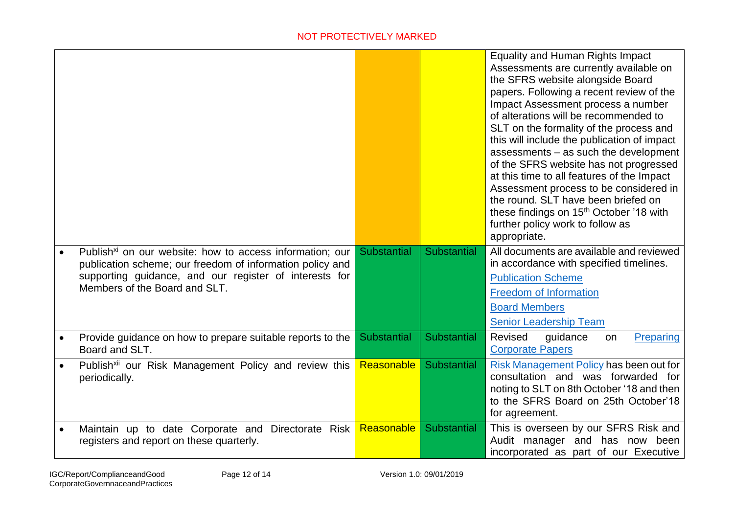NOT PROTECTIVELY MARKED

| | | | |
|---|---|---|---|
| | | | Equality and Human Rights Impact Assessments are currently available on the SFRS website alongside Board papers. Following a recent review of the Impact Assessment process a number of alterations will be recommended to SLT on the formality of the process and this will include the publication of impact assessments – as such the development of the SFRS website has not progressed at this time to all features of the Impact Assessment process to be considered in the round. SLT have been briefed on these findings on 15th October '18 with further policy work to follow as appropriate. |
| • Publish[xi] on our website: how to access information; our publication scheme; our freedom of information policy and supporting guidance, and our register of interests for Members of the Board and SLT. | Substantial | Substantial | All documents are available and reviewed in accordance with specified timelines. Publication Scheme Freedom of Information Board Members Senior Leadership Team |
| • Provide guidance on how to prepare suitable reports to the Board and SLT. | Substantial | Substantial | Revised guidance on Preparing Corporate Papers |
| • Publish[xii] our Risk Management Policy and review this periodically. | Reasonable | Substantial | Risk Management Policy has been out for consultation and was forwarded for noting to SLT on 8th October '18 and then to the SFRS Board on 25th October'18 for agreement. |
| • Maintain up to date Corporate and Directorate Risk registers and report on these quarterly. | Reasonable | Substantial | This is overseen by our SFRS Risk and Audit manager and has now been incorporated as part of our Executive |

IGC/Report/ComplianceandGood CorporateGovernnaceandPractices — Version 1.0: 09/01/2019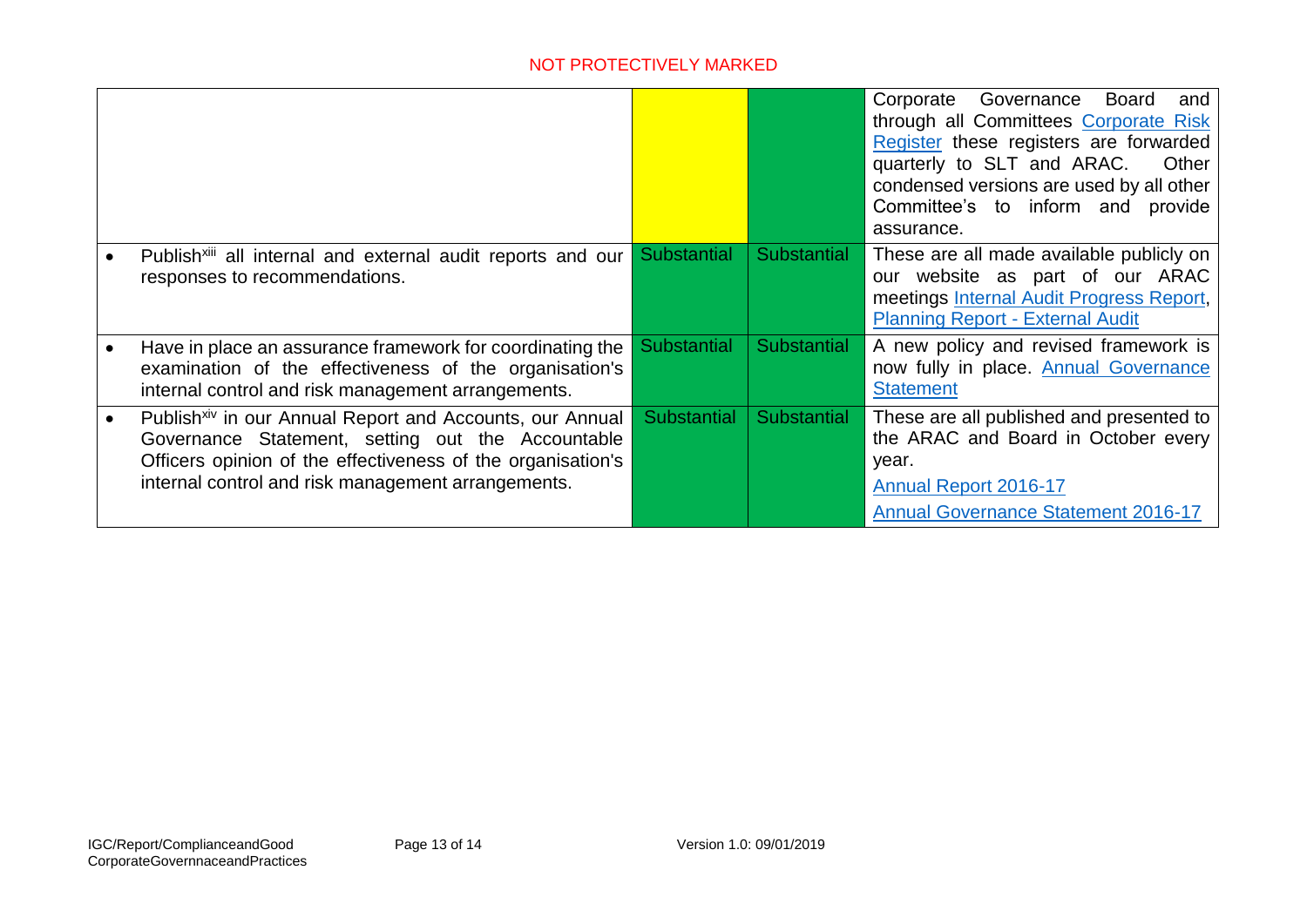| | | | |
|---|---|---|---|
| | | | Corporate Governance Board and through all Committees Corporate Risk Register these registers are forwarded quarterly to SLT and ARAC. Other condensed versions are used by all other Committee's to inform and provide assurance. |
| • Publish[xiii] all internal and external audit reports and our responses to recommendations. | Substantial | Substantial | These are all made available publicly on our website as part of our ARAC meetings Internal Audit Progress Report, Planning Report - External Audit |
| • Have in place an assurance framework for coordinating the examination of the effectiveness of the organisation's internal control and risk management arrangements. | Substantial | Substantial | A new policy and revised framework is now fully in place. Annual Governance Statement |
| • Publish[xiv] in our Annual Report and Accounts, our Annual Governance Statement, setting out the Accountable Officers opinion of the effectiveness of the organisation's internal control and risk management arrangements. | Substantial | Substantial | These are all published and presented to the ARAC and Board in October every year.<br>Annual Report 2016-17<br>Annual Governance Statement 2016-17 |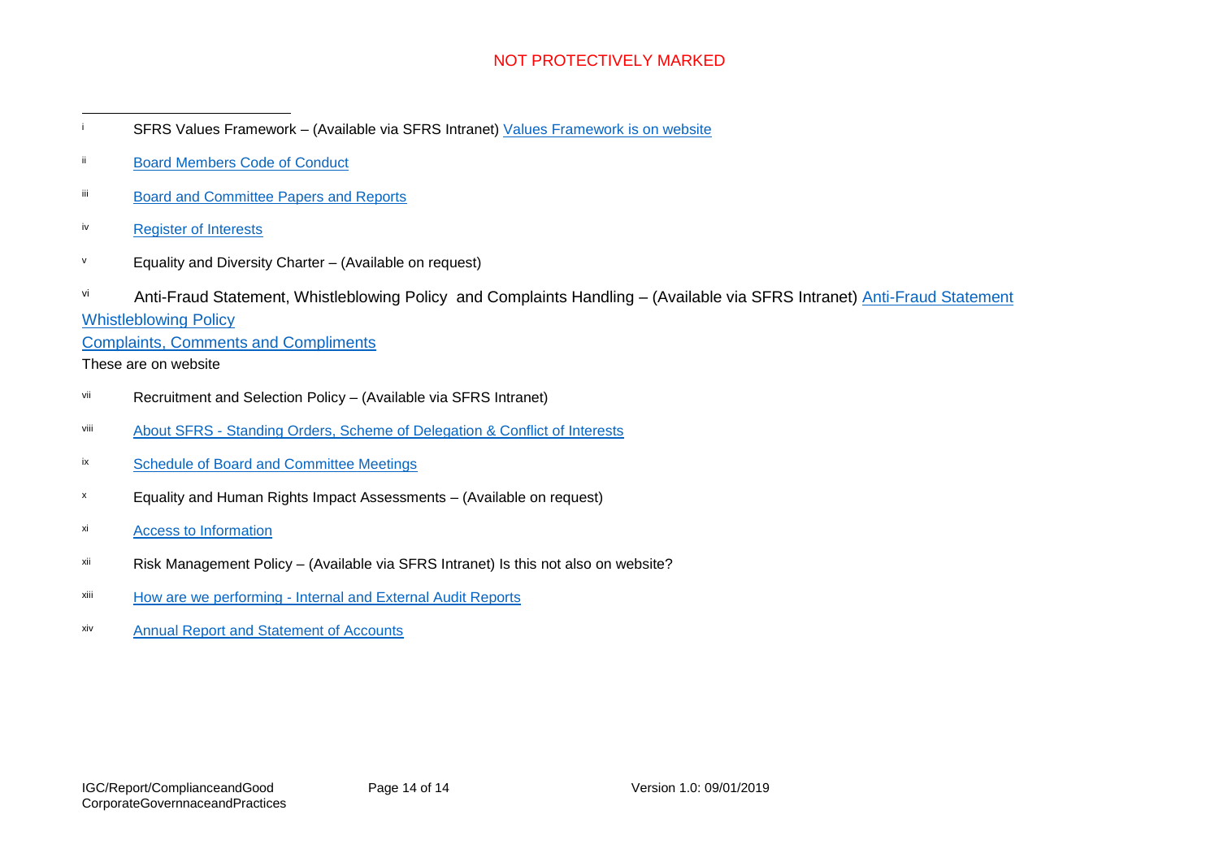[i] SFRS Values Framework – (Available via SFRS Intranet) Values Framework is on website

[ii] Board Members Code of Conduct

[iii] Board and Committee Papers and Reports

[iv] Register of Interests

[v] Equality and Diversity Charter – (Available on request)

[vi] Anti-Fraud Statement, Whistleblowing Policy and Complaints Handling – (Available via SFRS Intranet) Anti-Fraud Statement
Whistleblowing Policy
Complaints, Comments and Compliments
These are on website

[vii] Recruitment and Selection Policy – (Available via SFRS Intranet)

[viii] About SFRS - Standing Orders, Scheme of Delegation & Conflict of Interests

[ix] Schedule of Board and Committee Meetings

[x] Equality and Human Rights Impact Assessments – (Available on request)

[xi] Access to Information

[xii] Risk Management Policy – (Available via SFRS Intranet) Is this not also on website?

[xiii] How are we performing - Internal and External Audit Reports

[xiv] Annual Report and Statement of Accounts